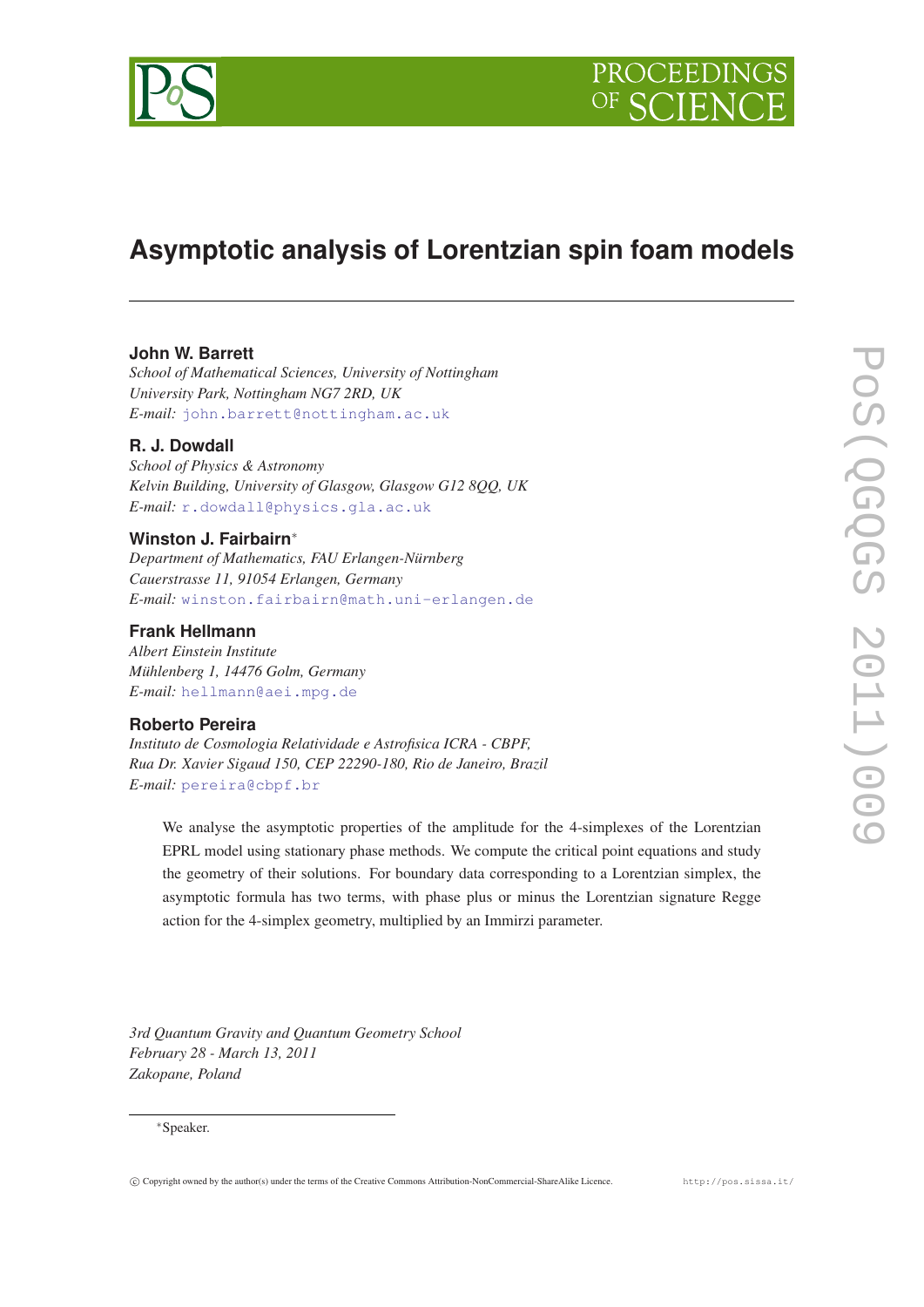# Asymptotic analysis of Lorentzian spin foam models

**John W. Barrett**
*School of Mathematical Sciences, University of Nottingham*
*University Park, Nottingham NG7 2RD, UK*
*E-mail:* john.barrett@nottingham.ac.uk

**R. J. Dowdall**
*School of Physics & Astronomy*
*Kelvin Building, University of Glasgow, Glasgow G12 8QQ, UK*
*E-mail:* r.dowdall@physics.gla.ac.uk

**Winston J. Fairbairn**[*]
*Department of Mathematics, FAU Erlangen-Nürnberg*
*Cauerstrasse 11, 91054 Erlangen, Germany*
*E-mail:* winston.fairbairn@math.uni-erlangen.de

**Frank Hellmann**
*Albert Einstein Institute*
*Mühlenberg 1, 14476 Golm, Germany*
*E-mail:* hellmann@aei.mpg.de

**Roberto Pereira**
*Instituto de Cosmologia Relatividade e Astrofisica ICRA - CBPF,*
*Rua Dr. Xavier Sigaud 150, CEP 22290-180, Rio de Janeiro, Brazil*
*E-mail:* pereira@cbpf.br

We analyse the asymptotic properties of the amplitude for the 4-simplexes of the Lorentzian EPRL model using stationary phase methods. We compute the critical point equations and study the geometry of their solutions. For boundary data corresponding to a Lorentzian simplex, the asymptotic formula has two terms, with phase plus or minus the Lorentzian signature Regge action for the 4-simplex geometry, multiplied by an Immirzi parameter.

*3rd Quantum Gravity and Quantum Geometry School*
*February 28 - March 13, 2011*
*Zakopane, Poland*

[*]Speaker.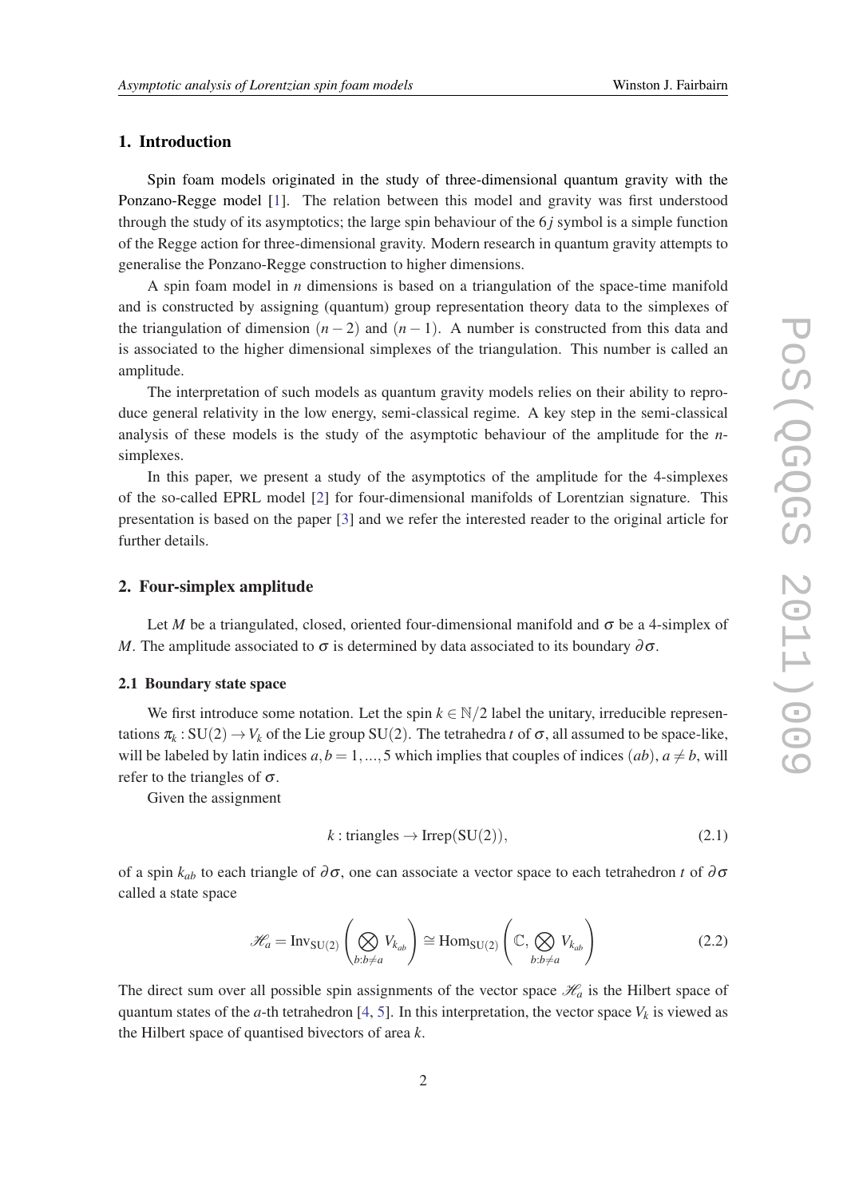## 1. Introduction

Spin foam models originated in the study of three-dimensional quantum gravity with the Ponzano-Regge model [1]. The relation between this model and gravity was first understood through the study of its asymptotics; the large spin behaviour of the $6j$ symbol is a simple function of the Regge action for three-dimensional gravity. Modern research in quantum gravity attempts to generalise the Ponzano-Regge construction to higher dimensions.

A spin foam model in $n$ dimensions is based on a triangulation of the space-time manifold and is constructed by assigning (quantum) group representation theory data to the simplexes of the triangulation of dimension $(n-2)$ and $(n-1)$. A number is constructed from this data and is associated to the higher dimensional simplexes of the triangulation. This number is called an amplitude.

The interpretation of such models as quantum gravity models relies on their ability to reproduce general relativity in the low energy, semi-classical regime. A key step in the semi-classical analysis of these models is the study of the asymptotic behaviour of the amplitude for the $n$-simplexes.

In this paper, we present a study of the asymptotics of the amplitude for the 4-simplexes of the so-called EPRL model [2] for four-dimensional manifolds of Lorentzian signature. This presentation is based on the paper [3] and we refer the interested reader to the original article for further details.

## 2. Four-simplex amplitude

Let $M$ be a triangulated, closed, oriented four-dimensional manifold and $\sigma$ be a 4-simplex of $M$. The amplitude associated to $\sigma$ is determined by data associated to its boundary $\partial\sigma$.

### 2.1 Boundary state space

We first introduce some notation. Let the spin $k \in \mathbb{N}/2$ label the unitary, irreducible representations $\pi_k : \mathrm{SU}(2) \to V_k$ of the Lie group $\mathrm{SU}(2)$. The tetrahedra $t$ of $\sigma$, all assumed to be space-like, will be labeled by latin indices $a, b = 1, ..., 5$ which implies that couples of indices $(ab)$, $a \neq b$, will refer to the triangles of $\sigma$.

Given the assignment

$$k : \text{triangles} \to \mathrm{Irrep}(\mathrm{SU}(2)), \tag{2.1}$$

of a spin $k_{ab}$ to each triangle of $\partial\sigma$, one can associate a vector space to each tetrahedron $t$ of $\partial\sigma$ called a state space

$$\mathscr{H}_a = \mathrm{Inv}_{\mathrm{SU}(2)}\left(\bigotimes_{b:b\neq a} V_{k_{ab}}\right) \cong \mathrm{Hom}_{\mathrm{SU}(2)}\left(\mathbb{C}, \bigotimes_{b:b\neq a} V_{k_{ab}}\right) \tag{2.2}$$

The direct sum over all possible spin assignments of the vector space $\mathscr{H}_a$ is the Hilbert space of quantum states of the $a$-th tetrahedron [4, 5]. In this interpretation, the vector space $V_k$ is viewed as the Hilbert space of quantised bivectors of area $k$.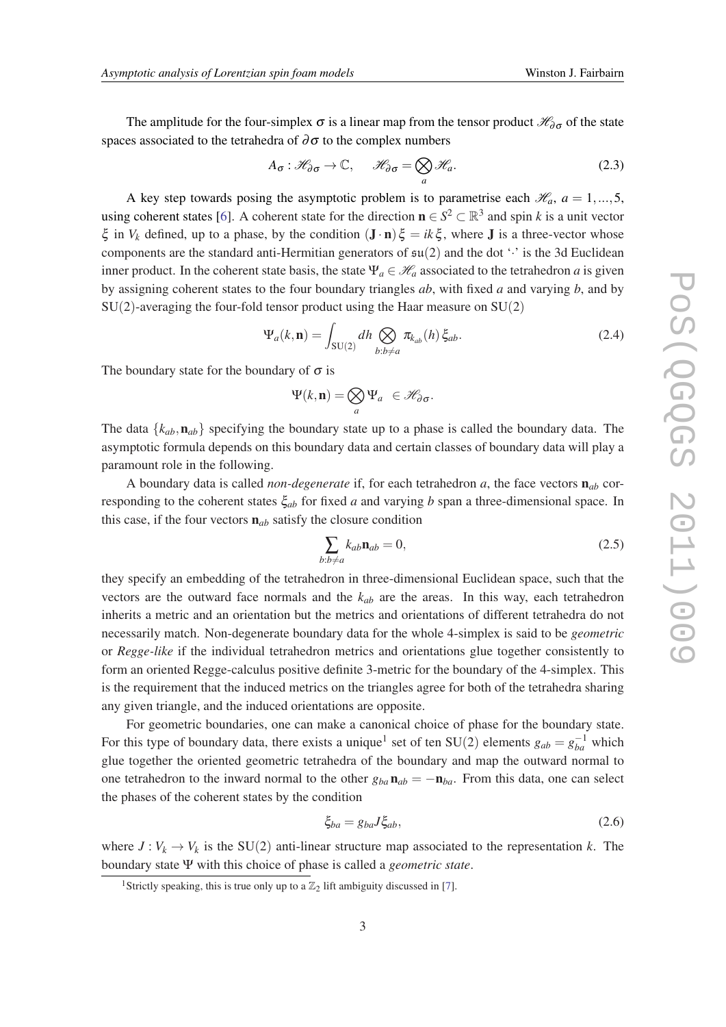The amplitude for the four-simplex $\sigma$ is a linear map from the tensor product $\mathcal{H}_{\partial\sigma}$ of the state spaces associated to the tetrahedra of $\partial\sigma$ to the complex numbers

$$A_\sigma : \mathcal{H}_{\partial\sigma} \to \mathbb{C}, \qquad \mathcal{H}_{\partial\sigma} = \bigotimes_a \mathcal{H}_a. \tag{2.3}$$

A key step towards posing the asymptotic problem is to parametrise each $\mathcal{H}_a$, $a = 1,...,5$, using coherent states [6]. A coherent state for the direction $\mathbf{n} \in S^2 \subset \mathbb{R}^3$ and spin $k$ is a unit vector $\xi$ in $V_k$ defined, up to a phase, by the condition $(\mathbf{J}\cdot\mathbf{n})\,\xi = ik\,\xi$, where $\mathbf{J}$ is a three-vector whose components are the standard anti-Hermitian generators of $\mathfrak{su}(2)$ and the dot '$\cdot$' is the 3d Euclidean inner product. In the coherent state basis, the state $\Psi_a \in \mathcal{H}_a$ associated to the tetrahedron $a$ is given by assigning coherent states to the four boundary triangles $ab$, with fixed $a$ and varying $b$, and by $\mathrm{SU}(2)$-averaging the four-fold tensor product using the Haar measure on $\mathrm{SU}(2)$

$$\Psi_a(k,\mathbf{n}) = \int_{\mathrm{SU}(2)} dh \bigotimes_{b:b\neq a} \pi_{k_{ab}}(h)\,\xi_{ab}. \tag{2.4}$$

The boundary state for the boundary of $\sigma$ is

$$\Psi(k,\mathbf{n}) = \bigotimes_a \Psi_a \;\; \in \mathcal{H}_{\partial\sigma}.$$

The data $\{k_{ab},\mathbf{n}_{ab}\}$ specifying the boundary state up to a phase is called the boundary data. The asymptotic formula depends on this boundary data and certain classes of boundary data will play a paramount role in the following.

A boundary data is called *non-degenerate* if, for each tetrahedron $a$, the face vectors $\mathbf{n}_{ab}$ corresponding to the coherent states $\xi_{ab}$ for fixed $a$ and varying $b$ span a three-dimensional space. In this case, if the four vectors $\mathbf{n}_{ab}$ satisfy the closure condition

$$\sum_{b:b\neq a} k_{ab}\mathbf{n}_{ab} = 0, \tag{2.5}$$

they specify an embedding of the tetrahedron in three-dimensional Euclidean space, such that the vectors are the outward face normals and the $k_{ab}$ are the areas. In this way, each tetrahedron inherits a metric and an orientation but the metrics and orientations of different tetrahedra do not necessarily match. Non-degenerate boundary data for the whole 4-simplex is said to be *geometric* or *Regge-like* if the individual tetrahedron metrics and orientations glue together consistently to form an oriented Regge-calculus positive definite 3-metric for the boundary of the 4-simplex. This is the requirement that the induced metrics on the triangles agree for both of the tetrahedra sharing any given triangle, and the induced orientations are opposite.

For geometric boundaries, one can make a canonical choice of phase for the boundary state. For this type of boundary data, there exists a unique[1] set of ten $\mathrm{SU}(2)$ elements $g_{ab} = g_{ba}^{-1}$ which glue together the oriented geometric tetrahedra of the boundary and map the outward normal to one tetrahedron to the inward normal to the other $g_{ba}\,\mathbf{n}_{ab} = -\mathbf{n}_{ba}$. From this data, one can select the phases of the coherent states by the condition

$$\xi_{ba} = g_{ba}J\xi_{ab}, \tag{2.6}$$

where $J : V_k \to V_k$ is the $\mathrm{SU}(2)$ anti-linear structure map associated to the representation $k$. The boundary state $\Psi$ with this choice of phase is called a *geometric state*.

[1] Strictly speaking, this is true only up to a $\mathbb{Z}_2$ lift ambiguity discussed in [7].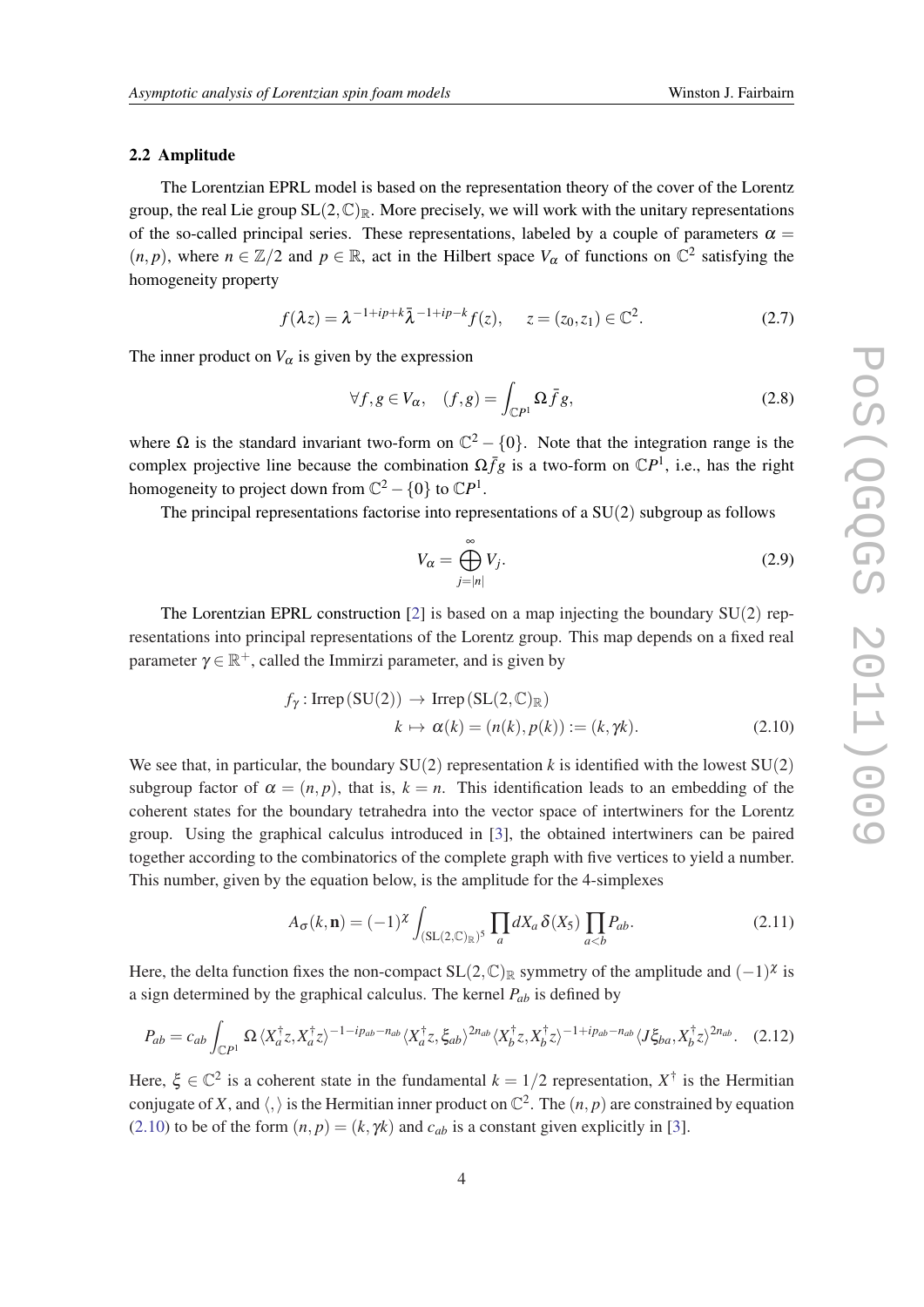### 2.2 Amplitude

The Lorentzian EPRL model is based on the representation theory of the cover of the Lorentz group, the real Lie group $\mathrm{SL}(2,\mathbb{C})_{\mathbb{R}}$. More precisely, we will work with the unitary representations of the so-called principal series. These representations, labeled by a couple of parameters $\alpha = (n, p)$, where $n \in \mathbb{Z}/2$ and $p \in \mathbb{R}$, act in the Hilbert space $V_\alpha$ of functions on $\mathbb{C}^2$ satisfying the homogeneity property

$$f(\lambda z) = \lambda^{-1+ip+k}\bar{\lambda}^{-1+ip-k} f(z), \qquad z = (z_0, z_1) \in \mathbb{C}^2. \tag{2.7}$$

The inner product on $V_\alpha$ is given by the expression

$$\forall f, g \in V_\alpha, \quad (f, g) = \int_{\mathbb{C}P^1} \Omega \bar{f} g, \tag{2.8}$$

where $\Omega$ is the standard invariant two-form on $\mathbb{C}^2 - \{0\}$. Note that the integration range is the complex projective line because the combination $\Omega \bar{f} g$ is a two-form on $\mathbb{C}P^1$, i.e., has the right homogeneity to project down from $\mathbb{C}^2 - \{0\}$ to $\mathbb{C}P^1$.

The principal representations factorise into representations of a $\mathrm{SU}(2)$ subgroup as follows

$$V_\alpha = \bigoplus_{j=|n|}^{\infty} V_j. \tag{2.9}$$

The Lorentzian EPRL construction [2] is based on a map injecting the boundary $\mathrm{SU}(2)$ representations into principal representations of the Lorentz group. This map depends on a fixed real parameter $\gamma \in \mathbb{R}^+$, called the Immirzi parameter, and is given by

$$\begin{aligned} f_\gamma : \mathrm{Irrep}\,(\mathrm{SU}(2)) &\rightarrow \mathrm{Irrep}\,(\mathrm{SL}(2,\mathbb{C})_{\mathbb{R}}) \\ k &\mapsto \alpha(k) = (n(k), p(k)) := (k, \gamma k). \end{aligned} \tag{2.10}$$

We see that, in particular, the boundary $\mathrm{SU}(2)$ representation $k$ is identified with the lowest $\mathrm{SU}(2)$ subgroup factor of $\alpha = (n, p)$, that is, $k = n$. This identification leads to an embedding of the coherent states for the boundary tetrahedra into the vector space of intertwiners for the Lorentz group. Using the graphical calculus introduced in [3], the obtained intertwiners can be paired together according to the combinatorics of the complete graph with five vertices to yield a number. This number, given by the equation below, is the amplitude for the 4-simplexes

$$A_\sigma(k, \mathbf{n}) = (-1)^\chi \int_{(\mathrm{SL}(2,\mathbb{C})_{\mathbb{R}})^5} \prod_a dX_a \, \delta(X_5) \prod_{a<b} P_{ab}. \tag{2.11}$$

Here, the delta function fixes the non-compact $\mathrm{SL}(2,\mathbb{C})_{\mathbb{R}}$ symmetry of the amplitude and $(-1)^\chi$ is a sign determined by the graphical calculus. The kernel $P_{ab}$ is defined by

$$P_{ab} = c_{ab} \int_{\mathbb{C}P^1} \Omega \, \langle X_a^\dagger z, X_a^\dagger z \rangle^{-1-ip_{ab}-n_{ab}} \langle X_a^\dagger z, \xi_{ab} \rangle^{2n_{ab}} \langle X_b^\dagger z, X_b^\dagger z \rangle^{-1+ip_{ab}-n_{ab}} \langle J\xi_{ba}, X_b^\dagger z \rangle^{2n_{ab}}. \tag{2.12}$$

Here, $\xi \in \mathbb{C}^2$ is a coherent state in the fundamental $k = 1/2$ representation, $X^\dagger$ is the Hermitian conjugate of $X$, and $\langle , \rangle$ is the Hermitian inner product on $\mathbb{C}^2$. The $(n, p)$ are constrained by equation (2.10) to be of the form $(n, p) = (k, \gamma k)$ and $c_{ab}$ is a constant given explicitly in [3].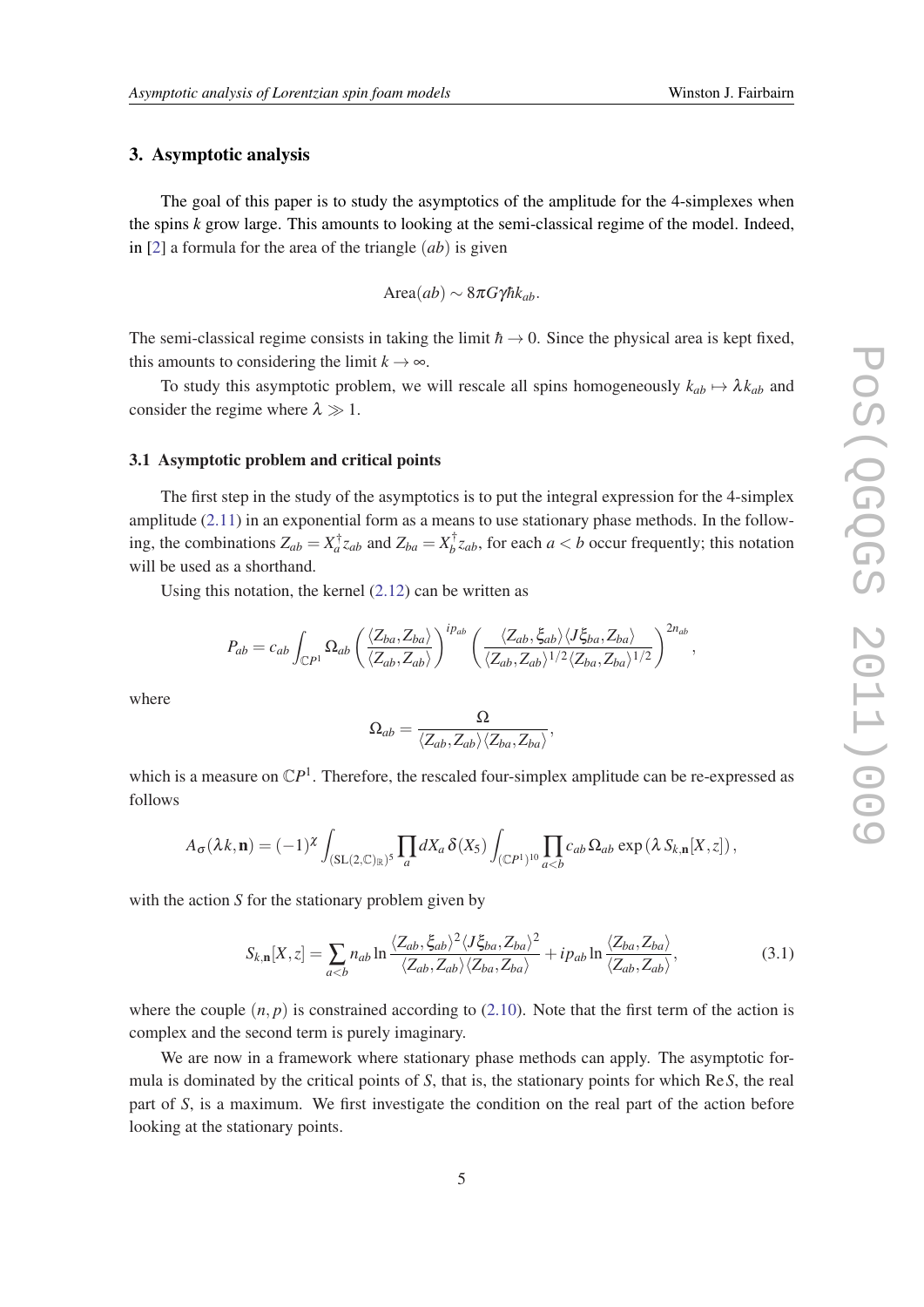## 3. Asymptotic analysis

The goal of this paper is to study the asymptotics of the amplitude for the 4-simplexes when the spins $k$ grow large. This amounts to looking at the semi-classical regime of the model. Indeed, in [2] a formula for the area of the triangle $(ab)$ is given

$$\text{Area}(ab) \sim 8\pi G\gamma\hbar k_{ab}.$$

The semi-classical regime consists in taking the limit $\hbar \to 0$. Since the physical area is kept fixed, this amounts to considering the limit $k \to \infty$.

To study this asymptotic problem, we will rescale all spins homogeneously $k_{ab} \mapsto \lambda k_{ab}$ and consider the regime where $\lambda \gg 1$.

### 3.1 Asymptotic problem and critical points

The first step in the study of the asymptotics is to put the integral expression for the 4-simplex amplitude (2.11) in an exponential form as a means to use stationary phase methods. In the following, the combinations $Z_{ab} = X_a^\dagger z_{ab}$ and $Z_{ba} = X_b^\dagger z_{ab}$, for each $a < b$ occur frequently; this notation will be used as a shorthand.

Using this notation, the kernel (2.12) can be written as

$$P_{ab} = c_{ab} \int_{\mathbb{C}P^1} \Omega_{ab} \left( \frac{\langle Z_{ba}, Z_{ba} \rangle}{\langle Z_{ab}, Z_{ab} \rangle} \right)^{ip_{ab}} \left( \frac{\langle Z_{ab}, \xi_{ab} \rangle \langle J\xi_{ba}, Z_{ba} \rangle}{\langle Z_{ab}, Z_{ab} \rangle^{1/2} \langle Z_{ba}, Z_{ba} \rangle^{1/2}} \right)^{2n_{ab}},$$

where

$$\Omega_{ab} = \frac{\Omega}{\langle Z_{ab}, Z_{ab} \rangle \langle Z_{ba}, Z_{ba} \rangle},$$

which is a measure on $\mathbb{C}P^1$. Therefore, the rescaled four-simplex amplitude can be re-expressed as follows

$$A_\sigma(\lambda k, \mathbf{n}) = (-1)^\chi \int_{(\mathrm{SL}(2,\mathbb{C})_\mathbb{R})^5} \prod_a dX_a \, \delta(X_5) \int_{(\mathbb{C}P^1)^{10}} \prod_{a<b} c_{ab} \, \Omega_{ab} \exp\left(\lambda \, S_{k,\mathbf{n}}[X,z]\right),$$

with the action $S$ for the stationary problem given by

$$S_{k,\mathbf{n}}[X,z] = \sum_{a<b} n_{ab} \ln \frac{\langle Z_{ab}, \xi_{ab} \rangle^2 \langle J\xi_{ba}, Z_{ba} \rangle^2}{\langle Z_{ab}, Z_{ab} \rangle \langle Z_{ba}, Z_{ba} \rangle} + ip_{ab} \ln \frac{\langle Z_{ba}, Z_{ba} \rangle}{\langle Z_{ab}, Z_{ab} \rangle}, \tag{3.1}$$

where the couple $(n, p)$ is constrained according to (2.10). Note that the first term of the action is complex and the second term is purely imaginary.

We are now in a framework where stationary phase methods can apply. The asymptotic formula is dominated by the critical points of $S$, that is, the stationary points for which $\mathrm{Re}\,S$, the real part of $S$, is a maximum. We first investigate the condition on the real part of the action before looking at the stationary points.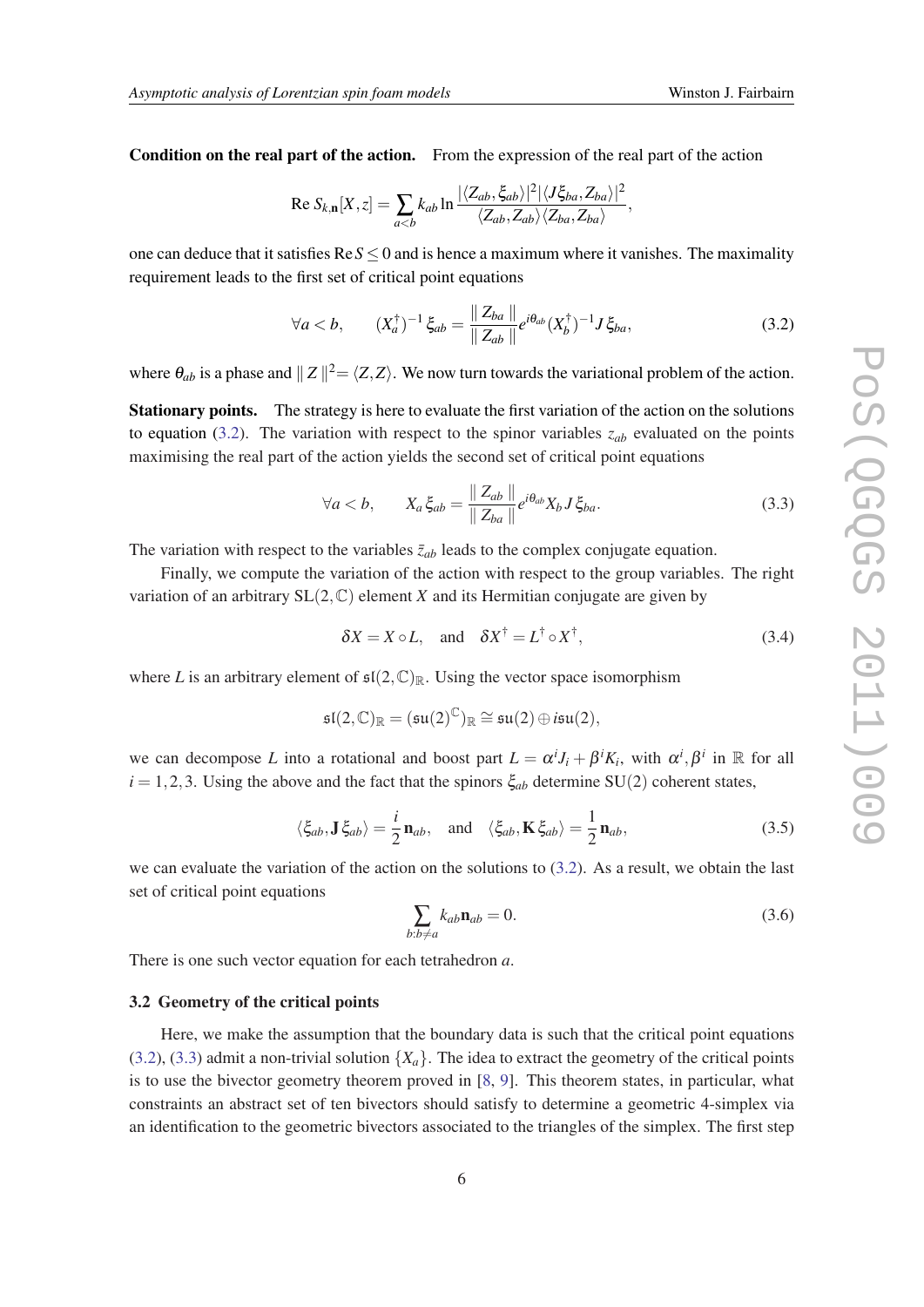**Condition on the real part of the action.** From the expression of the real part of the action

$$\text{Re}\, S_{k,\mathbf{n}}[X,z] = \sum_{a<b} k_{ab} \ln \frac{|\langle Z_{ab}, \xi_{ab}\rangle|^2 |\langle J\xi_{ba}, Z_{ba}\rangle|^2}{\langle Z_{ab}, Z_{ab}\rangle \langle Z_{ba}, Z_{ba}\rangle},$$

one can deduce that it satisfies $\text{Re}\, S \leq 0$ and is hence a maximum where it vanishes. The maximality requirement leads to the first set of critical point equations

$$\forall a<b, \qquad (X_a^\dagger)^{-1}\, \xi_{ab} = \frac{\parallel Z_{ba} \parallel}{\parallel Z_{ab} \parallel} e^{i\theta_{ab}} (X_b^\dagger)^{-1} J\, \xi_{ba}, \tag{3.2}$$

where $\theta_{ab}$ is a phase and $\parallel Z \parallel^2 = \langle Z, Z\rangle$. We now turn towards the variational problem of the action.

**Stationary points.** The strategy is here to evaluate the first variation of the action on the solutions to equation (3.2). The variation with respect to the spinor variables $z_{ab}$ evaluated on the points maximising the real part of the action yields the second set of critical point equations

$$\forall a<b, \qquad X_a\, \xi_{ab} = \frac{\parallel Z_{ab} \parallel}{\parallel Z_{ba} \parallel} e^{i\theta_{ab}} X_b\, J\, \xi_{ba}. \tag{3.3}$$

The variation with respect to the variables $\bar{z}_{ab}$ leads to the complex conjugate equation.

Finally, we compute the variation of the action with respect to the group variables. The right variation of an arbitrary $\text{SL}(2,\mathbb{C})$ element $X$ and its Hermitian conjugate are given by

$$\delta X = X \circ L, \quad \text{and} \quad \delta X^\dagger = L^\dagger \circ X^\dagger, \tag{3.4}$$

where $L$ is an arbitrary element of $\mathfrak{sl}(2,\mathbb{C})_{\mathbb{R}}$. Using the vector space isomorphism

$$\mathfrak{sl}(2,\mathbb{C})_{\mathbb{R}} = (\mathfrak{su}(2)^{\mathbb{C}})_{\mathbb{R}} \cong \mathfrak{su}(2) \oplus i\mathfrak{su}(2),$$

we can decompose $L$ into a rotational and boost part $L = \alpha^i J_i + \beta^i K_i$, with $\alpha^i, \beta^i$ in $\mathbb{R}$ for all $i = 1,2,3$. Using the above and the fact that the spinors $\xi_{ab}$ determine SU(2) coherent states,

$$\langle \xi_{ab}, \mathbf{J}\, \xi_{ab}\rangle = \frac{i}{2}\mathbf{n}_{ab}, \quad \text{and} \quad \langle \xi_{ab}, \mathbf{K}\, \xi_{ab}\rangle = \frac{1}{2}\mathbf{n}_{ab}, \tag{3.5}$$

we can evaluate the variation of the action on the solutions to (3.2). As a result, we obtain the last set of critical point equations

$$\sum_{b: b\neq a} k_{ab}\mathbf{n}_{ab} = 0. \tag{3.6}$$

There is one such vector equation for each tetrahedron $a$.

### 3.2 Geometry of the critical points

Here, we make the assumption that the boundary data is such that the critical point equations (3.2), (3.3) admit a non-trivial solution $\{X_a\}$. The idea to extract the geometry of the critical points is to use the bivector geometry theorem proved in [8, 9]. This theorem states, in particular, what constraints an abstract set of ten bivectors should satisfy to determine a geometric 4-simplex via an identification to the geometric bivectors associated to the triangles of the simplex. The first step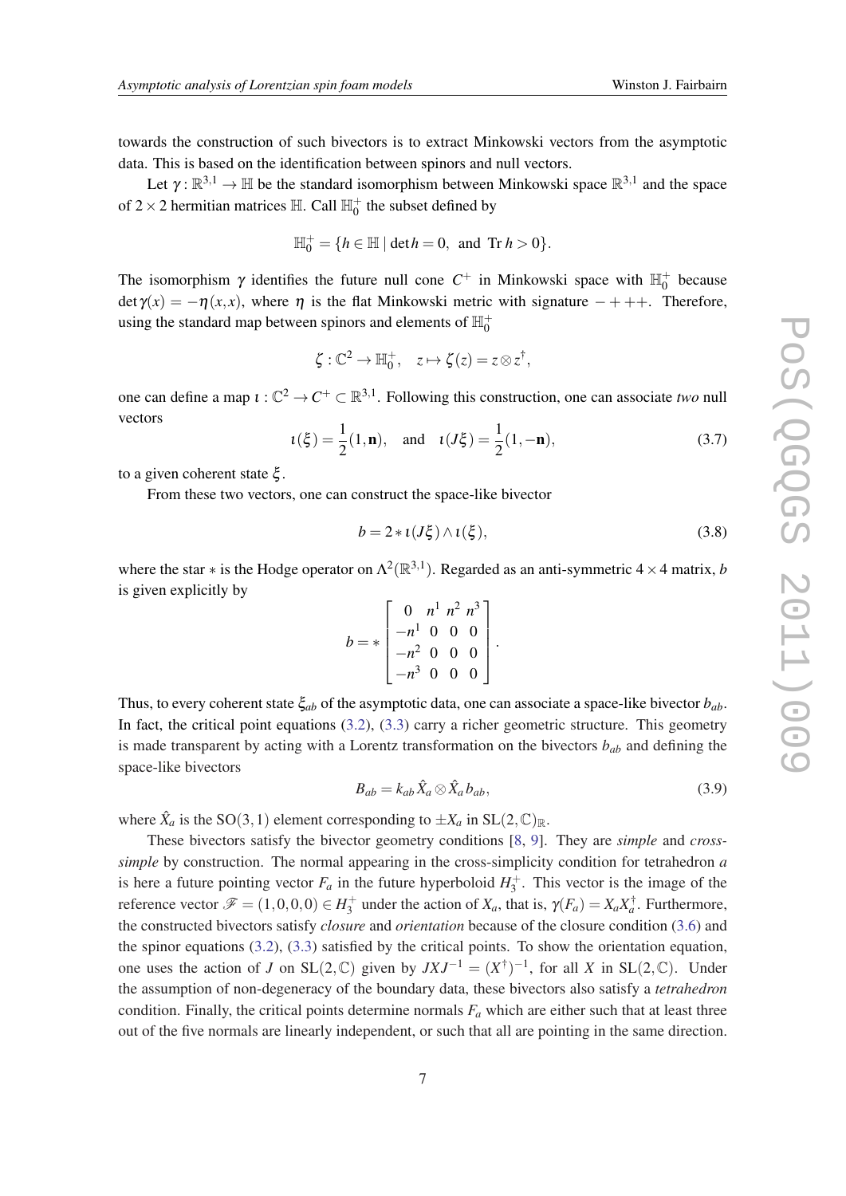towards the construction of such bivectors is to extract Minkowski vectors from the asymptotic data. This is based on the identification between spinors and null vectors.

Let $\gamma : \mathbb{R}^{3,1} \to \mathbb{H}$ be the standard isomorphism between Minkowski space $\mathbb{R}^{3,1}$ and the space of $2\times 2$ hermitian matrices $\mathbb{H}$. Call $\mathbb{H}_0^+$ the subset defined by

$$\mathbb{H}_0^+ = \{h \in \mathbb{H} \mid \det h = 0, \text{ and } \operatorname{Tr} h > 0\}.$$

The isomorphism $\gamma$ identifies the future null cone $C^+$ in Minkowski space with $\mathbb{H}_0^+$ because $\det \gamma(x) = -\eta(x,x)$, where $\eta$ is the flat Minkowski metric with signature $-+++$. Therefore, using the standard map between spinors and elements of $\mathbb{H}_0^+$

$$\zeta : \mathbb{C}^2 \to \mathbb{H}_0^+, \quad z \mapsto \zeta(z) = z \otimes z^\dagger,$$

one can define a map $\iota : \mathbb{C}^2 \to C^+ \subset \mathbb{R}^{3,1}$. Following this construction, one can associate *two* null vectors

$$\iota(\xi) = \frac{1}{2}(1, \mathbf{n}), \quad \text{and} \quad \iota(J\xi) = \frac{1}{2}(1, -\mathbf{n}), \tag{3.7}$$

to a given coherent state $\xi$.

From these two vectors, one can construct the space-like bivector

$$b = 2 * \iota(J\xi) \wedge \iota(\xi), \tag{3.8}$$

where the star $*$ is the Hodge operator on $\Lambda^2(\mathbb{R}^{3,1})$. Regarded as an anti-symmetric $4\times 4$ matrix, $b$ is given explicitly by

$$b = * \begin{bmatrix} 0 & n^1 & n^2 & n^3 \\ -n^1 & 0 & 0 & 0 \\ -n^2 & 0 & 0 & 0 \\ -n^3 & 0 & 0 & 0 \end{bmatrix}.$$

Thus, to every coherent state $\xi_{ab}$ of the asymptotic data, one can associate a space-like bivector $b_{ab}$. In fact, the critical point equations (3.2), (3.3) carry a richer geometric structure. This geometry is made transparent by acting with a Lorentz transformation on the bivectors $b_{ab}$ and defining the space-like bivectors

$$B_{ab} = k_{ab} \hat{X}_a \otimes \hat{X}_a b_{ab}, \tag{3.9}$$

where $\hat{X}_a$ is the $\mathrm{SO}(3,1)$ element corresponding to $\pm X_a$ in $\mathrm{SL}(2,\mathbb{C})_\mathbb{R}$.

These bivectors satisfy the bivector geometry conditions [8, 9]. They are *simple* and *cross-simple* by construction. The normal appearing in the cross-simplicity condition for tetrahedron $a$ is here a future pointing vector $F_a$ in the future hyperboloid $H_3^+$. This vector is the image of the reference vector $\mathscr{F} = (1,0,0,0) \in H_3^+$ under the action of $X_a$, that is, $\gamma(F_a) = X_a X_a^\dagger$. Furthermore, the constructed bivectors satisfy *closure* and *orientation* because of the closure condition (3.6) and the spinor equations (3.2), (3.3) satisfied by the critical points. To show the orientation equation, one uses the action of $J$ on $\mathrm{SL}(2,\mathbb{C})$ given by $JXJ^{-1} = (X^\dagger)^{-1}$, for all $X$ in $\mathrm{SL}(2,\mathbb{C})$. Under the assumption of non-degeneracy of the boundary data, these bivectors also satisfy a *tetrahedron* condition. Finally, the critical points determine normals $F_a$ which are either such that at least three out of the five normals are linearly independent, or such that all are pointing in the same direction.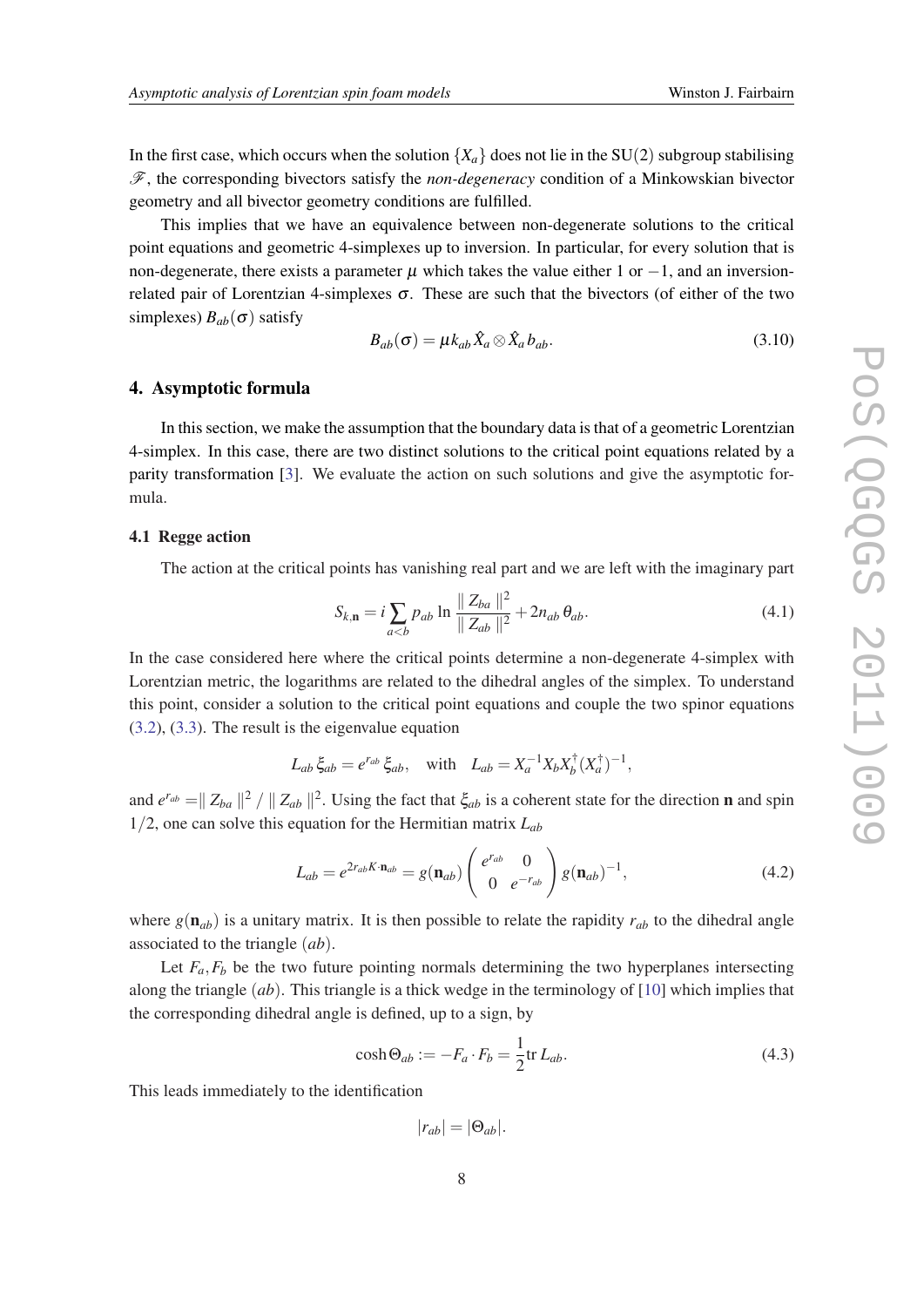In the first case, which occurs when the solution $\{X_a\}$ does not lie in the SU(2) subgroup stabilising $\mathscr{F}$, the corresponding bivectors satisfy the *non-degeneracy* condition of a Minkowskian bivector geometry and all bivector geometry conditions are fulfilled.

This implies that we have an equivalence between non-degenerate solutions to the critical point equations and geometric 4-simplexes up to inversion. In particular, for every solution that is non-degenerate, there exists a parameter $\mu$ which takes the value either 1 or $-1$, and an inversion-related pair of Lorentzian 4-simplexes $\sigma$. These are such that the bivectors (of either of the two simplexes) $B_{ab}(\sigma)$ satisfy

$$B_{ab}(\sigma) = \mu k_{ab} \hat{X}_a \otimes \hat{X}_a b_{ab}. \tag{3.10}$$

## 4. Asymptotic formula

In this section, we make the assumption that the boundary data is that of a geometric Lorentzian 4-simplex. In this case, there are two distinct solutions to the critical point equations related by a parity transformation [3]. We evaluate the action on such solutions and give the asymptotic formula.

### 4.1 Regge action

The action at the critical points has vanishing real part and we are left with the imaginary part

$$S_{k,\mathbf{n}} = i \sum_{a<b} p_{ab} \ln \frac{\| Z_{ba} \|^2}{\| Z_{ab} \|^2} + 2 n_{ab}\, \theta_{ab}. \tag{4.1}$$

In the case considered here where the critical points determine a non-degenerate 4-simplex with Lorentzian metric, the logarithms are related to the dihedral angles of the simplex. To understand this point, consider a solution to the critical point equations and couple the two spinor equations (3.2), (3.3). The result is the eigenvalue equation

$$L_{ab}\, \xi_{ab} = e^{r_{ab}}\, \xi_{ab}, \quad \text{with} \quad L_{ab} = X_a^{-1} X_b X_b^{\dagger} (X_a^{\dagger})^{-1},$$

and $e^{r_{ab}} = \| Z_{ba} \|^2 \,/\, \| Z_{ab} \|^2$. Using the fact that $\xi_{ab}$ is a coherent state for the direction $\mathbf{n}$ and spin $1/2$, one can solve this equation for the Hermitian matrix $L_{ab}$

$$L_{ab} = e^{2 r_{ab} K \cdot \mathbf{n}_{ab}} = g(\mathbf{n}_{ab}) \begin{pmatrix} e^{r_{ab}} & 0 \\ 0 & e^{-r_{ab}} \end{pmatrix} g(\mathbf{n}_{ab})^{-1}, \tag{4.2}$$

where $g(\mathbf{n}_{ab})$ is a unitary matrix. It is then possible to relate the rapidity $r_{ab}$ to the dihedral angle associated to the triangle $(ab)$.

Let $F_a, F_b$ be the two future pointing normals determining the two hyperplanes intersecting along the triangle $(ab)$. This triangle is a thick wedge in the terminology of [10] which implies that the corresponding dihedral angle is defined, up to a sign, by

$$\cosh \Theta_{ab} := -F_a \cdot F_b = \frac{1}{2} \mathrm{tr}\, L_{ab}. \tag{4.3}$$

This leads immediately to the identification

$$|r_{ab}| = |\Theta_{ab}|.$$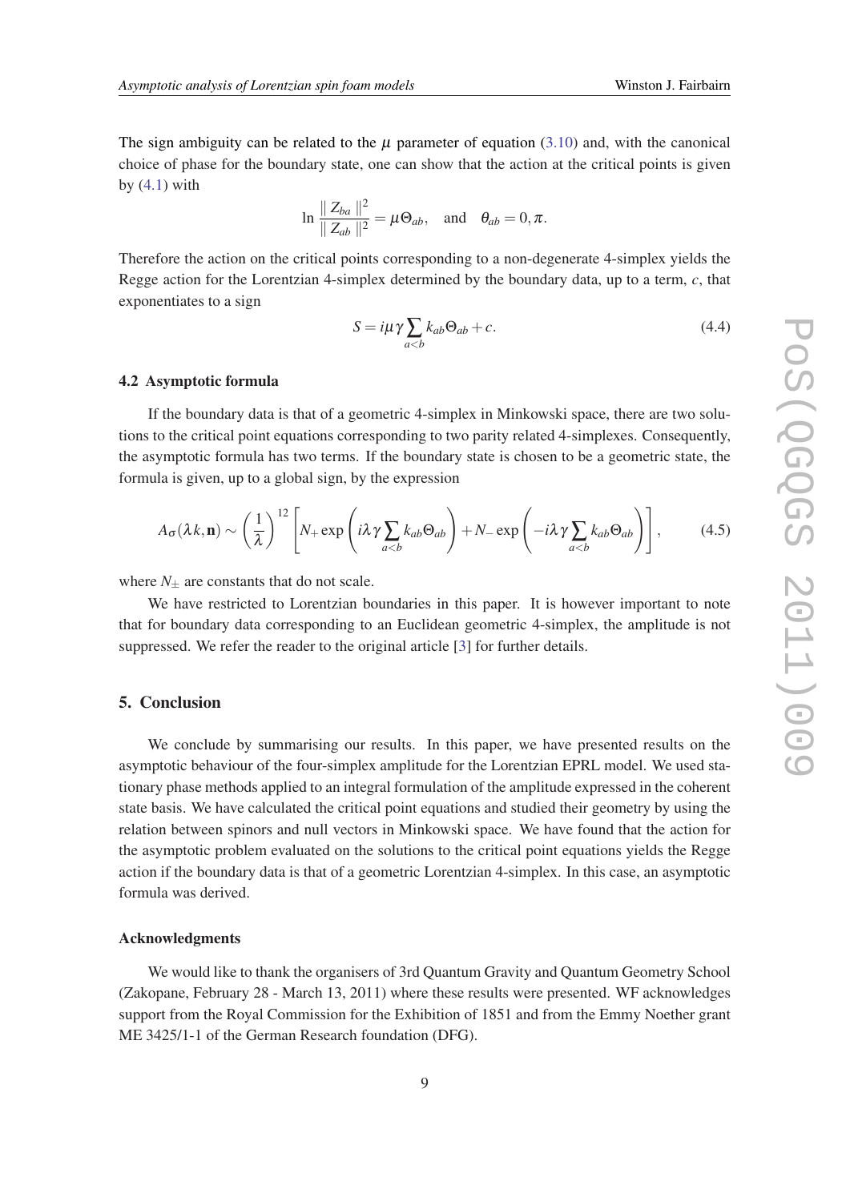The sign ambiguity can be related to the $\mu$ parameter of equation (3.10) and, with the canonical choice of phase for the boundary state, one can show that the action at the critical points is given by (4.1) with

$$\ln \frac{\| Z_{ba} \|^2}{\| Z_{ab} \|^2} = \mu \Theta_{ab}, \quad \text{and} \quad \theta_{ab} = 0, \pi.$$

Therefore the action on the critical points corresponding to a non-degenerate 4-simplex yields the Regge action for the Lorentzian 4-simplex determined by the boundary data, up to a term, $c$, that exponentiates to a sign

$$S = i\mu\gamma \sum_{a<b} k_{ab}\Theta_{ab} + c. \tag{4.4}$$

### 4.2 Asymptotic formula

If the boundary data is that of a geometric 4-simplex in Minkowski space, there are two solutions to the critical point equations corresponding to two parity related 4-simplexes. Consequently, the asymptotic formula has two terms. If the boundary state is chosen to be a geometric state, the formula is given, up to a global sign, by the expression

$$A_\sigma(\lambda k, \mathbf{n}) \sim \left(\frac{1}{\lambda}\right)^{12} \left[ N_+ \exp\left( i\lambda\gamma \sum_{a<b} k_{ab}\Theta_{ab} \right) + N_- \exp\left( -i\lambda\gamma \sum_{a<b} k_{ab}\Theta_{ab} \right) \right], \tag{4.5}$$

where $N_\pm$ are constants that do not scale.

We have restricted to Lorentzian boundaries in this paper. It is however important to note that for boundary data corresponding to an Euclidean geometric 4-simplex, the amplitude is not suppressed. We refer the reader to the original article [3] for further details.

## 5. Conclusion

We conclude by summarising our results. In this paper, we have presented results on the asymptotic behaviour of the four-simplex amplitude for the Lorentzian EPRL model. We used stationary phase methods applied to an integral formulation of the amplitude expressed in the coherent state basis. We have calculated the critical point equations and studied their geometry by using the relation between spinors and null vectors in Minkowski space. We have found that the action for the asymptotic problem evaluated on the solutions to the critical point equations yields the Regge action if the boundary data is that of a geometric Lorentzian 4-simplex. In this case, an asymptotic formula was derived.

### Acknowledgments

We would like to thank the organisers of 3rd Quantum Gravity and Quantum Geometry School (Zakopane, February 28 - March 13, 2011) where these results were presented. WF acknowledges support from the Royal Commission for the Exhibition of 1851 and from the Emmy Noether grant ME 3425/1-1 of the German Research foundation (DFG).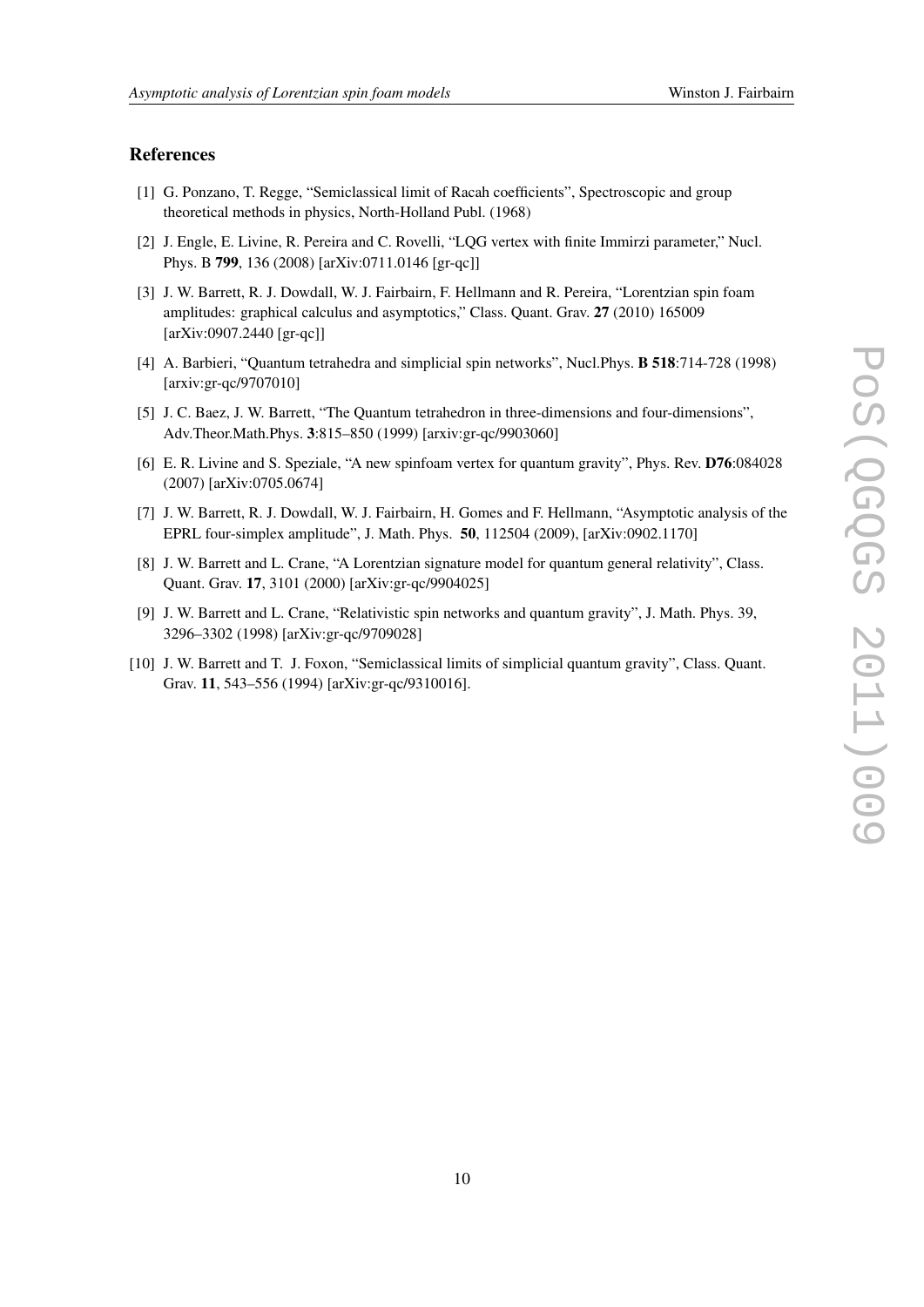## References

[1] G. Ponzano, T. Regge, "Semiclassical limit of Racah coefficients", Spectroscopic and group theoretical methods in physics, North-Holland Publ. (1968)

[2] J. Engle, E. Livine, R. Pereira and C. Rovelli, "LQG vertex with finite Immirzi parameter," Nucl. Phys. B **799**, 136 (2008) [arXiv:0711.0146 [gr-qc]]

[3] J. W. Barrett, R. J. Dowdall, W. J. Fairbairn, F. Hellmann and R. Pereira, "Lorentzian spin foam amplitudes: graphical calculus and asymptotics," Class. Quant. Grav. **27** (2010) 165009 [arXiv:0907.2440 [gr-qc]]

[4] A. Barbieri, "Quantum tetrahedra and simplicial spin networks", Nucl.Phys. **B 518**:714-728 (1998) [arxiv:gr-qc/9707010]

[5] J. C. Baez, J. W. Barrett, "The Quantum tetrahedron in three-dimensions and four-dimensions", Adv.Theor.Math.Phys. **3**:815–850 (1999) [arxiv:gr-qc/9903060]

[6] E. R. Livine and S. Speziale, "A new spinfoam vertex for quantum gravity", Phys. Rev. **D76**:084028 (2007) [arXiv:0705.0674]

[7] J. W. Barrett, R. J. Dowdall, W. J. Fairbairn, H. Gomes and F. Hellmann, "Asymptotic analysis of the EPRL four-simplex amplitude", J. Math. Phys. **50**, 112504 (2009), [arXiv:0902.1170]

[8] J. W. Barrett and L. Crane, "A Lorentzian signature model for quantum general relativity", Class. Quant. Grav. **17**, 3101 (2000) [arXiv:gr-qc/9904025]

[9] J. W. Barrett and L. Crane, "Relativistic spin networks and quantum gravity", J. Math. Phys. 39, 3296–3302 (1998) [arXiv:gr-qc/9709028]

[10] J. W. Barrett and T. J. Foxon, "Semiclassical limits of simplicial quantum gravity", Class. Quant. Grav. **11**, 543–556 (1994) [arXiv:gr-qc/9310016].